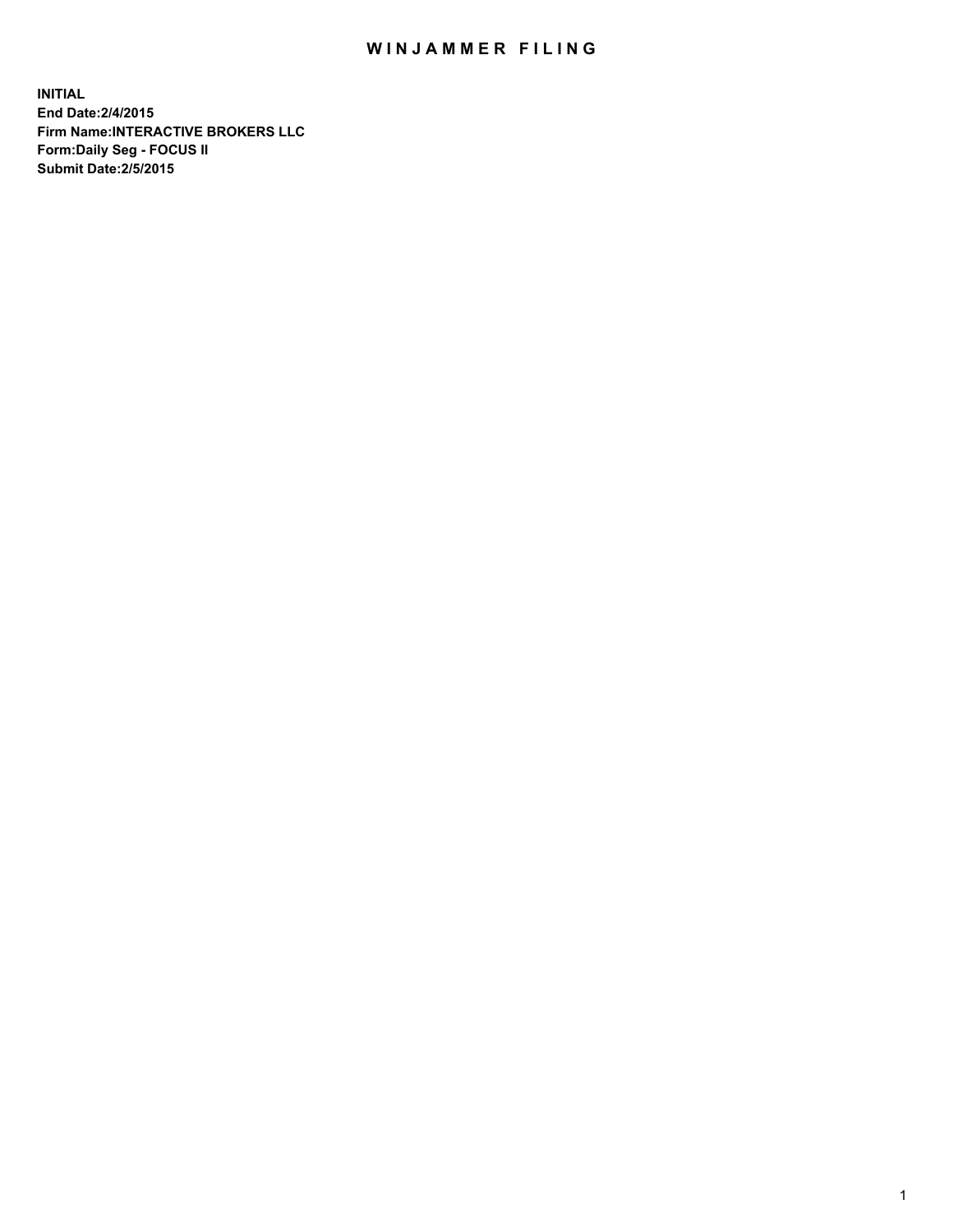# WINJAMMER FILING

**INITIAL**
**End Date:2/4/2015**
**Firm Name:INTERACTIVE BROKERS LLC**
**Form:Daily Seg - FOCUS II**
**Submit Date:2/5/2015**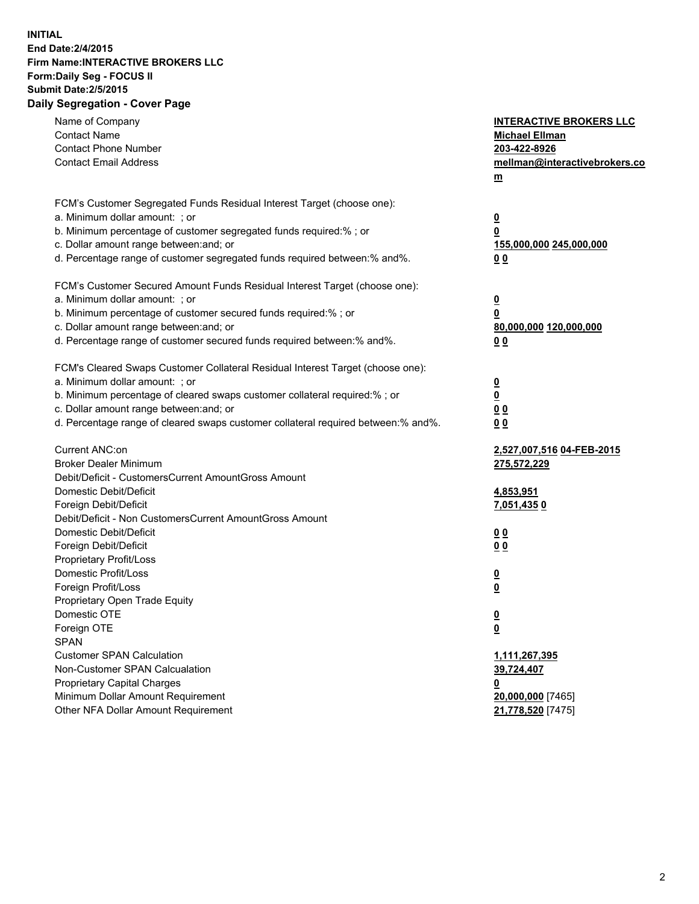**INITIAL**
**End Date:2/4/2015**
**Firm Name:INTERACTIVE BROKERS LLC**
**Form:Daily Seg - FOCUS II**
**Submit Date:2/5/2015**

## Daily Segregation - Cover Page

| | |
|---|---|
| Name of Company | **INTERACTIVE BROKERS LLC** |
| Contact Name | **Michael Ellman** |
| Contact Phone Number | **203-422-8926** |
| Contact Email Address | **mellman@interactivebrokers.com** |
| FCM's Customer Segregated Funds Residual Interest Target (choose one): | |
| a. Minimum dollar amount: ; or | **0** |
| b. Minimum percentage of customer segregated funds required:% ; or | **0** |
| c. Dollar amount range between:and; or | **155,000,000 245,000,000** |
| d. Percentage range of customer segregated funds required between:% and%. | **0 0** |
| FCM's Customer Secured Amount Funds Residual Interest Target (choose one): | |
| a. Minimum dollar amount: ; or | **0** |
| b. Minimum percentage of customer secured funds required:% ; or | **0** |
| c. Dollar amount range between:and; or | **80,000,000 120,000,000** |
| d. Percentage range of customer secured funds required between:% and%. | **0 0** |
| FCM's Cleared Swaps Customer Collateral Residual Interest Target (choose one): | |
| a. Minimum dollar amount: ; or | **0** |
| b. Minimum percentage of cleared swaps customer collateral required:% ; or | **0** |
| c. Dollar amount range between:and; or | **0 0** |
| d. Percentage range of cleared swaps customer collateral required between:% and%. | **0 0** |
| Current ANC:on | **2,527,007,516 04-FEB-2015** |
| Broker Dealer Minimum | **275,572,229** |
| Debit/Deficit - CustomersCurrent AmountGross Amount | |
| Domestic Debit/Deficit | **4,853,951** |
| Foreign Debit/Deficit | **7,051,435 0** |
| Debit/Deficit - Non CustomersCurrent AmountGross Amount | |
| Domestic Debit/Deficit | **0 0** |
| Foreign Debit/Deficit | **0 0** |
| Proprietary Profit/Loss | |
| Domestic Profit/Loss | **0** |
| Foreign Profit/Loss | **0** |
| Proprietary Open Trade Equity | |
| Domestic OTE | **0** |
| Foreign OTE | **0** |
| SPAN | |
| Customer SPAN Calculation | **1,111,267,395** |
| Non-Customer SPAN Calcualation | **39,724,407** |
| Proprietary Capital Charges | **0** |
| Minimum Dollar Amount Requirement | **20,000,000** [7465] |
| Other NFA Dollar Amount Requirement | **21,778,520** [7475] |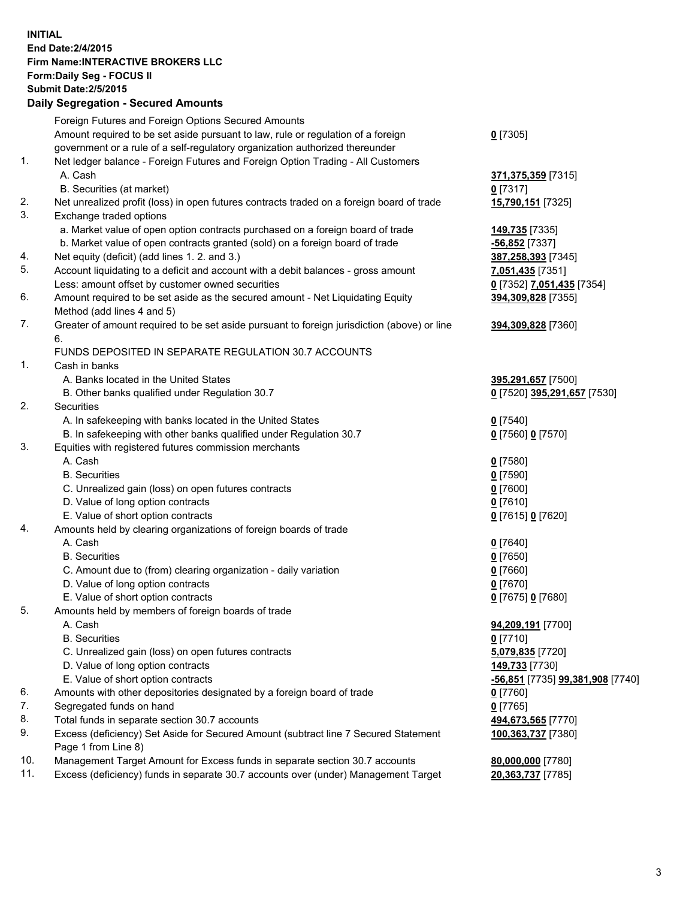**INITIAL**
**End Date:2/4/2015**
**Firm Name:INTERACTIVE BROKERS LLC**
**Form:Daily Seg - FOCUS II**
**Submit Date:2/5/2015**

## Daily Segregation - Secured Amounts

| | | |
|---|---|---|
| | Foreign Futures and Foreign Options Secured Amounts | |
| | Amount required to be set aside pursuant to law, rule or regulation of a foreign government or a rule of a self-regulatory organization authorized thereunder | **0** [7305] |
| 1. | Net ledger balance - Foreign Futures and Foreign Option Trading - All Customers | |
| | A. Cash | **371,375,359** [7315] |
| | B. Securities (at market) | **0** [7317] |
| 2. | Net unrealized profit (loss) in open futures contracts traded on a foreign board of trade | **15,790,151** [7325] |
| 3. | Exchange traded options | |
| | a. Market value of open option contracts purchased on a foreign board of trade | **149,735** [7335] |
| | b. Market value of open contracts granted (sold) on a foreign board of trade | **-56,852** [7337] |
| 4. | Net equity (deficit) (add lines 1. 2. and 3.) | **387,258,393** [7345] |
| 5. | Account liquidating to a deficit and account with a debit balances - gross amount | **7,051,435** [7351] |
| | Less: amount offset by customer owned securities | **0** [7352] **7,051,435** [7354] |
| 6. | Amount required to be set aside as the secured amount - Net Liquidating Equity Method (add lines 4 and 5) | **394,309,828** [7355] |
| 7. | Greater of amount required to be set aside pursuant to foreign jurisdiction (above) or line 6. | **394,309,828** [7360] |
| | FUNDS DEPOSITED IN SEPARATE REGULATION 30.7 ACCOUNTS | |
| 1. | Cash in banks | |
| | A. Banks located in the United States | **395,291,657** [7500] |
| | B. Other banks qualified under Regulation 30.7 | **0** [7520] **395,291,657** [7530] |
| 2. | Securities | |
| | A. In safekeeping with banks located in the United States | **0** [7540] |
| | B. In safekeeping with other banks qualified under Regulation 30.7 | **0** [7560] **0** [7570] |
| 3. | Equities with registered futures commission merchants | |
| | A. Cash | **0** [7580] |
| | B. Securities | **0** [7590] |
| | C. Unrealized gain (loss) on open futures contracts | **0** [7600] |
| | D. Value of long option contracts | **0** [7610] |
| | E. Value of short option contracts | **0** [7615] **0** [7620] |
| 4. | Amounts held by clearing organizations of foreign boards of trade | |
| | A. Cash | **0** [7640] |
| | B. Securities | **0** [7650] |
| | C. Amount due to (from) clearing organization - daily variation | **0** [7660] |
| | D. Value of long option contracts | **0** [7670] |
| | E. Value of short option contracts | **0** [7675] **0** [7680] |
| 5. | Amounts held by members of foreign boards of trade | |
| | A. Cash | **94,209,191** [7700] |
| | B. Securities | **0** [7710] |
| | C. Unrealized gain (loss) on open futures contracts | **5,079,835** [7720] |
| | D. Value of long option contracts | **149,733** [7730] |
| | E. Value of short option contracts | **-56,851** [7735] **99,381,908** [7740] |
| 6. | Amounts with other depositories designated by a foreign board of trade | **0** [7760] |
| 7. | Segregated funds on hand | **0** [7765] |
| 8. | Total funds in separate section 30.7 accounts | **494,673,565** [7770] |
| 9. | Excess (deficiency) Set Aside for Secured Amount (subtract line 7 Secured Statement Page 1 from Line 8) | **100,363,737** [7380] |
| 10. | Management Target Amount for Excess funds in separate section 30.7 accounts | **80,000,000** [7780] |
| 11. | Excess (deficiency) funds in separate 30.7 accounts over (under) Management Target | **20,363,737** [7785] |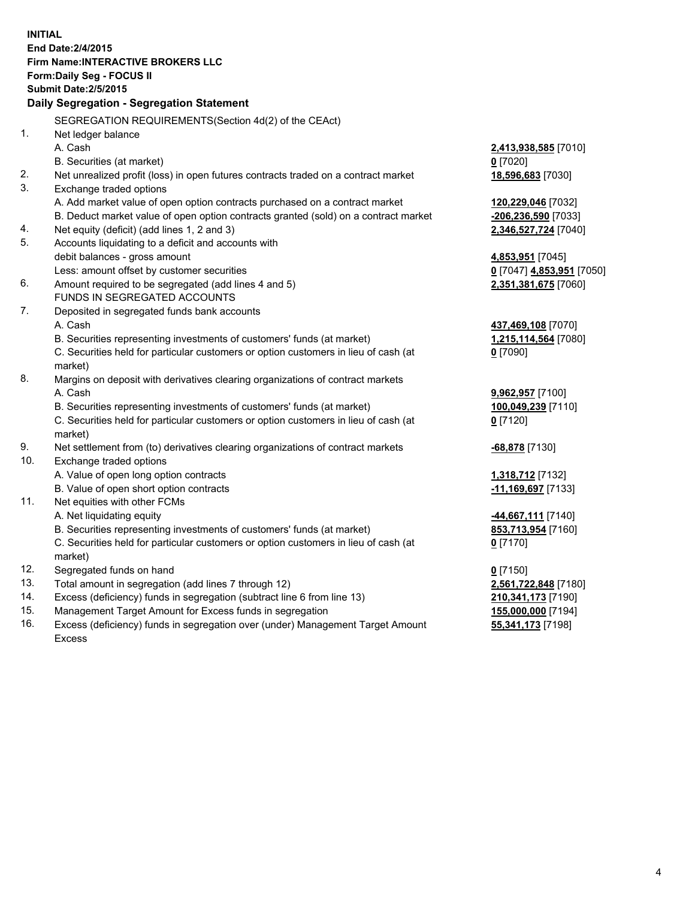**INITIAL**
**End Date:2/4/2015**
**Firm Name:INTERACTIVE BROKERS LLC**
**Form:Daily Seg - FOCUS II**
**Submit Date:2/5/2015**

## Daily Segregation - Segregation Statement

| | | |
|---|---|---|
| | SEGREGATION REQUIREMENTS(Section 4d(2) of the CEAct) | |
| 1. | Net ledger balance | |
| | A. Cash | **2,413,938,585** [7010] |
| | B. Securities (at market) | **0** [7020] |
| 2. | Net unrealized profit (loss) in open futures contracts traded on a contract market | **18,596,683** [7030] |
| 3. | Exchange traded options | |
| | A. Add market value of open option contracts purchased on a contract market | **120,229,046** [7032] |
| | B. Deduct market value of open option contracts granted (sold) on a contract market | **-206,236,590** [7033] |
| 4. | Net equity (deficit) (add lines 1, 2 and 3) | **2,346,527,724** [7040] |
| 5. | Accounts liquidating to a deficit and accounts with debit balances - gross amount | **4,853,951** [7045] |
| | Less: amount offset by customer securities | **0** [7047] **4,853,951** [7050] |
| 6. | Amount required to be segregated (add lines 4 and 5) | **2,351,381,675** [7060] |
| | FUNDS IN SEGREGATED ACCOUNTS | |
| 7. | Deposited in segregated funds bank accounts | |
| | A. Cash | **437,469,108** [7070] |
| | B. Securities representing investments of customers' funds (at market) | **1,215,114,564** [7080] |
| | C. Securities held for particular customers or option customers in lieu of cash (at market) | **0** [7090] |
| 8. | Margins on deposit with derivatives clearing organizations of contract markets | |
| | A. Cash | **9,962,957** [7100] |
| | B. Securities representing investments of customers' funds (at market) | **100,049,239** [7110] |
| | C. Securities held for particular customers or option customers in lieu of cash (at market) | **0** [7120] |
| 9. | Net settlement from (to) derivatives clearing organizations of contract markets | **-68,878** [7130] |
| 10. | Exchange traded options | |
| | A. Value of open long option contracts | **1,318,712** [7132] |
| | B. Value of open short option contracts | **-11,169,697** [7133] |
| 11. | Net equities with other FCMs | |
| | A. Net liquidating equity | **-44,667,111** [7140] |
| | B. Securities representing investments of customers' funds (at market) | **853,713,954** [7160] |
| | C. Securities held for particular customers or option customers in lieu of cash (at market) | **0** [7170] |
| 12. | Segregated funds on hand | **0** [7150] |
| 13. | Total amount in segregation (add lines 7 through 12) | **2,561,722,848** [7180] |
| 14. | Excess (deficiency) funds in segregation (subtract line 6 from line 13) | **210,341,173** [7190] |
| 15. | Management Target Amount for Excess funds in segregation | **155,000,000** [7194] |
| 16. | Excess (deficiency) funds in segregation over (under) Management Target Amount Excess | **55,341,173** [7198] |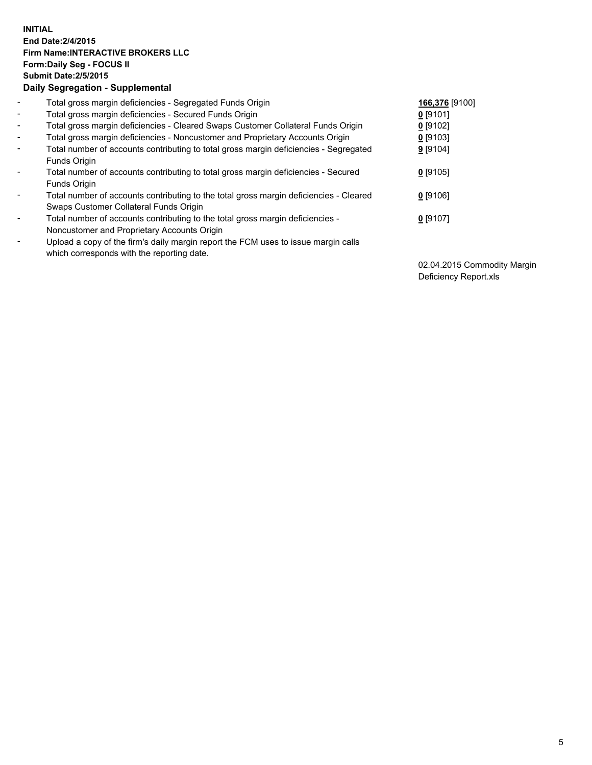**INITIAL**
**End Date:2/4/2015**
**Firm Name:INTERACTIVE BROKERS LLC**
**Form:Daily Seg - FOCUS II**
**Submit Date:2/5/2015**

**Daily Segregation - Supplemental**

| | | |
|---|---|---|
| - | Total gross margin deficiencies - Segregated Funds Origin | **166,376** [9100] |
| - | Total gross margin deficiencies - Secured Funds Origin | **0** [9101] |
| - | Total gross margin deficiencies - Cleared Swaps Customer Collateral Funds Origin | **0** [9102] |
| - | Total gross margin deficiencies - Noncustomer and Proprietary Accounts Origin | **0** [9103] |
| - | Total number of accounts contributing to total gross margin deficiencies - Segregated Funds Origin | **9** [9104] |
| - | Total number of accounts contributing to total gross margin deficiencies - Secured Funds Origin | **0** [9105] |
| - | Total number of accounts contributing to the total gross margin deficiencies - Cleared Swaps Customer Collateral Funds Origin | **0** [9106] |
| - | Total number of accounts contributing to the total gross margin deficiencies - Noncustomer and Proprietary Accounts Origin | **0** [9107] |
| - | Upload a copy of the firm's daily margin report the FCM uses to issue margin calls which corresponds with the reporting date. | |
| | | 02.04.2015 Commodity Margin Deficiency Report.xls |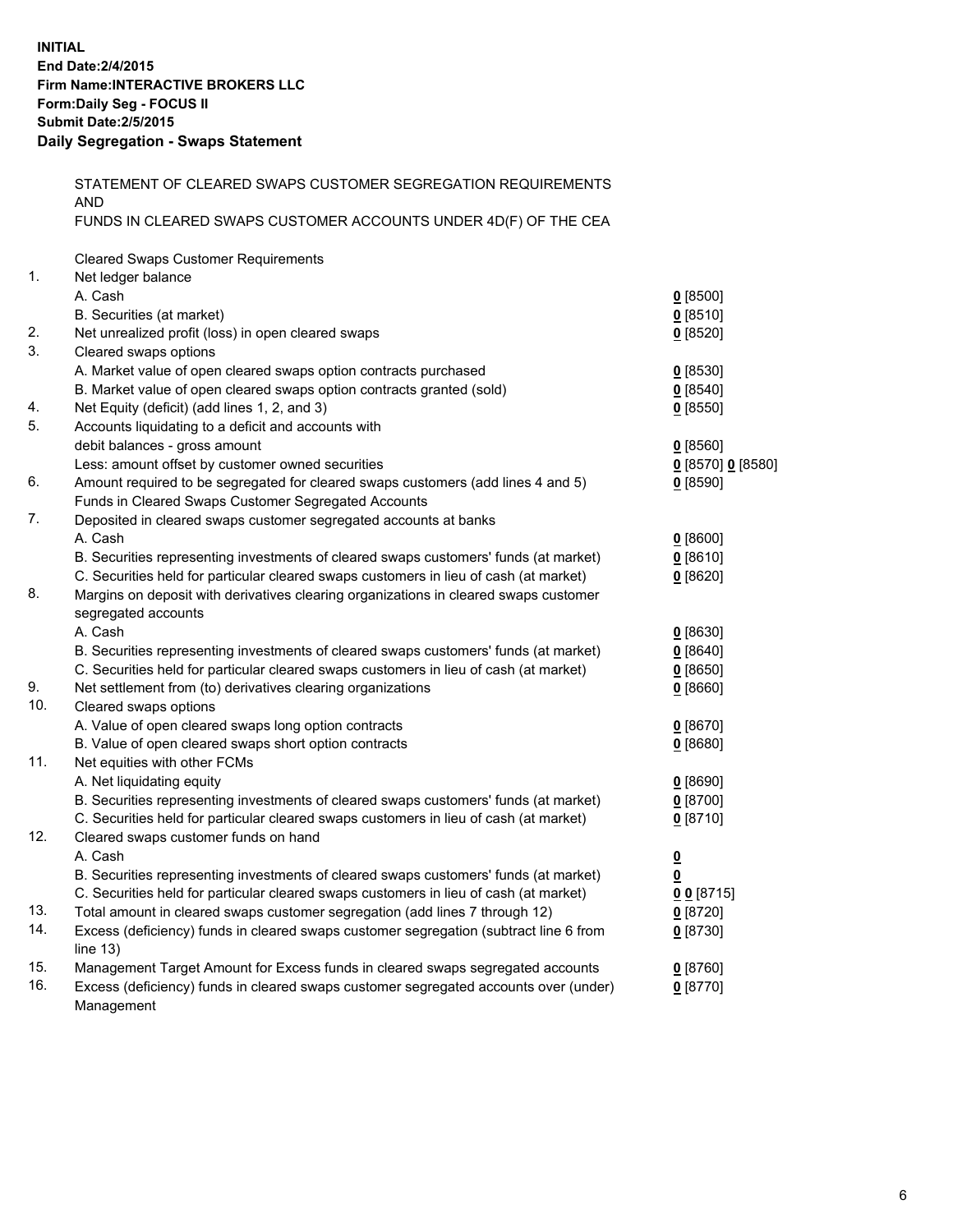**INITIAL**
**End Date:2/4/2015**
**Firm Name:INTERACTIVE BROKERS LLC**
**Form:Daily Seg - FOCUS II**
**Submit Date:2/5/2015**
**Daily Segregation - Swaps Statement**

STATEMENT OF CLEARED SWAPS CUSTOMER SEGREGATION REQUIREMENTS
AND
FUNDS IN CLEARED SWAPS CUSTOMER ACCOUNTS UNDER 4D(F) OF THE CEA

| | | |
|---|---|---|
| | Cleared Swaps Customer Requirements | |
| 1. | Net ledger balance | |
| | A. Cash | 0 [8500] |
| | B. Securities (at market) | 0 [8510] |
| 2. | Net unrealized profit (loss) in open cleared swaps | 0 [8520] |
| 3. | Cleared swaps options | |
| | A. Market value of open cleared swaps option contracts purchased | 0 [8530] |
| | B. Market value of open cleared swaps option contracts granted (sold) | 0 [8540] |
| 4. | Net Equity (deficit) (add lines 1, 2, and 3) | 0 [8550] |
| 5. | Accounts liquidating to a deficit and accounts with | |
| | debit balances - gross amount | 0 [8560] |
| | Less: amount offset by customer owned securities | 0 [8570] 0 [8580] |
| 6. | Amount required to be segregated for cleared swaps customers (add lines 4 and 5) | 0 [8590] |
| | Funds in Cleared Swaps Customer Segregated Accounts | |
| 7. | Deposited in cleared swaps customer segregated accounts at banks | |
| | A. Cash | 0 [8600] |
| | B. Securities representing investments of cleared swaps customers' funds (at market) | 0 [8610] |
| | C. Securities held for particular cleared swaps customers in lieu of cash (at market) | 0 [8620] |
| 8. | Margins on deposit with derivatives clearing organizations in cleared swaps customer segregated accounts | |
| | A. Cash | 0 [8630] |
| | B. Securities representing investments of cleared swaps customers' funds (at market) | 0 [8640] |
| | C. Securities held for particular cleared swaps customers in lieu of cash (at market) | 0 [8650] |
| 9. | Net settlement from (to) derivatives clearing organizations | 0 [8660] |
| 10. | Cleared swaps options | |
| | A. Value of open cleared swaps long option contracts | 0 [8670] |
| | B. Value of open cleared swaps short option contracts | 0 [8680] |
| 11. | Net equities with other FCMs | |
| | A. Net liquidating equity | 0 [8690] |
| | B. Securities representing investments of cleared swaps customers' funds (at market) | 0 [8700] |
| | C. Securities held for particular cleared swaps customers in lieu of cash (at market) | 0 [8710] |
| 12. | Cleared swaps customer funds on hand | |
| | A. Cash | 0 |
| | B. Securities representing investments of cleared swaps customers' funds (at market) | 0 |
| | C. Securities held for particular cleared swaps customers in lieu of cash (at market) | 0 0 [8715] |
| 13. | Total amount in cleared swaps customer segregation (add lines 7 through 12) | 0 [8720] |
| 14. | Excess (deficiency) funds in cleared swaps customer segregation (subtract line 6 from line 13) | 0 [8730] |
| 15. | Management Target Amount for Excess funds in cleared swaps segregated accounts | 0 [8760] |
| 16. | Excess (deficiency) funds in cleared swaps customer segregated accounts over (under) Management | 0 [8770] |